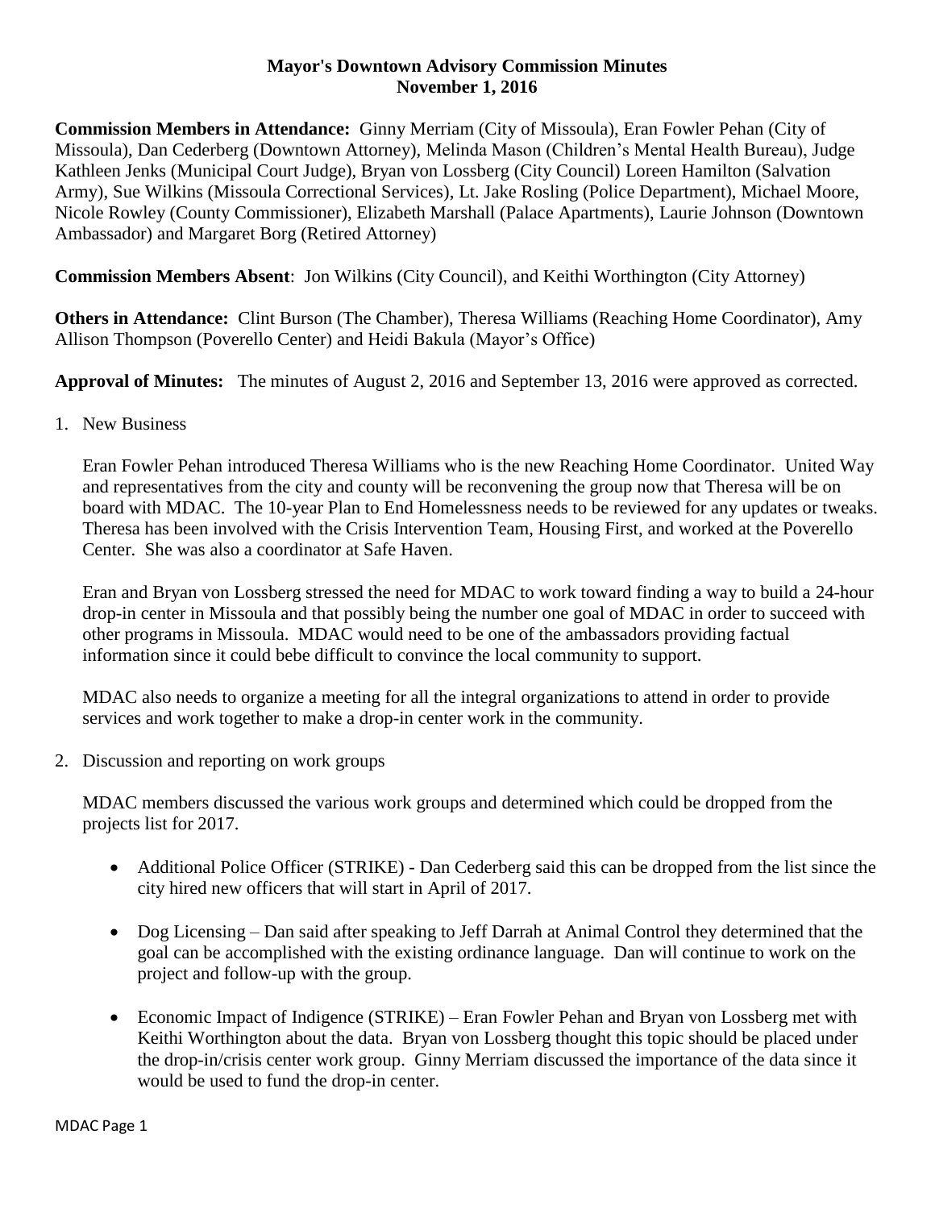**Mayor's Downtown Advisory Commission Minutes**
**November 1, 2016**

**Commission Members in Attendance:** Ginny Merriam (City of Missoula), Eran Fowler Pehan (City of Missoula), Dan Cederberg (Downtown Attorney), Melinda Mason (Children's Mental Health Bureau), Judge Kathleen Jenks (Municipal Court Judge), Bryan von Lossberg (City Council) Loreen Hamilton (Salvation Army), Sue Wilkins (Missoula Correctional Services), Lt. Jake Rosling (Police Department), Michael Moore, Nicole Rowley (County Commissioner), Elizabeth Marshall (Palace Apartments), Laurie Johnson (Downtown Ambassador) and Margaret Borg (Retired Attorney)

**Commission Members Absent**: Jon Wilkins (City Council), and Keithi Worthington (City Attorney)

**Others in Attendance:** Clint Burson (The Chamber), Theresa Williams (Reaching Home Coordinator), Amy Allison Thompson (Poverello Center) and Heidi Bakula (Mayor's Office)

**Approval of Minutes:** The minutes of August 2, 2016 and September 13, 2016 were approved as corrected.

1. New Business

   Eran Fowler Pehan introduced Theresa Williams who is the new Reaching Home Coordinator. United Way and representatives from the city and county will be reconvening the group now that Theresa will be on board with MDAC. The 10-year Plan to End Homelessness needs to be reviewed for any updates or tweaks. Theresa has been involved with the Crisis Intervention Team, Housing First, and worked at the Poverello Center. She was also a coordinator at Safe Haven.

   Eran and Bryan von Lossberg stressed the need for MDAC to work toward finding a way to build a 24-hour drop-in center in Missoula and that possibly being the number one goal of MDAC in order to succeed with other programs in Missoula. MDAC would need to be one of the ambassadors providing factual information since it could bebe difficult to convince the local community to support.

   MDAC also needs to organize a meeting for all the integral organizations to attend in order to provide services and work together to make a drop-in center work in the community.

2. Discussion and reporting on work groups

   MDAC members discussed the various work groups and determined which could be dropped from the projects list for 2017.

   - Additional Police Officer (STRIKE) - Dan Cederberg said this can be dropped from the list since the city hired new officers that will start in April of 2017.
   - Dog Licensing – Dan said after speaking to Jeff Darrah at Animal Control they determined that the goal can be accomplished with the existing ordinance language. Dan will continue to work on the project and follow-up with the group.
   - Economic Impact of Indigence (STRIKE) – Eran Fowler Pehan and Bryan von Lossberg met with Keithi Worthington about the data. Bryan von Lossberg thought this topic should be placed under the drop-in/crisis center work group. Ginny Merriam discussed the importance of the data since it would be used to fund the drop-in center.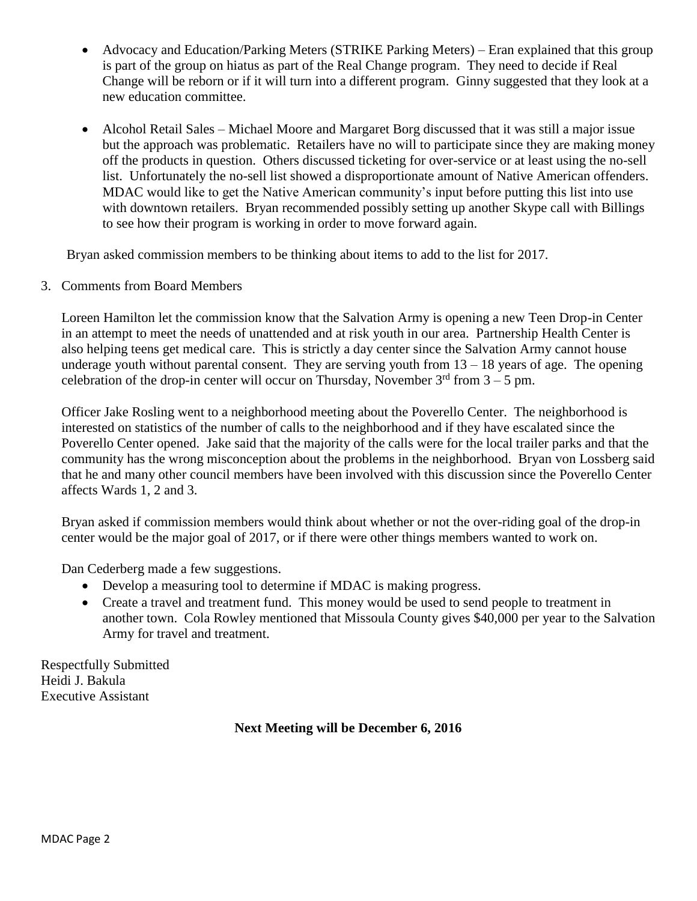- Advocacy and Education/Parking Meters (STRIKE Parking Meters) – Eran explained that this group is part of the group on hiatus as part of the Real Change program. They need to decide if Real Change will be reborn or if it will turn into a different program. Ginny suggested that they look at a new education committee.

- Alcohol Retail Sales – Michael Moore and Margaret Borg discussed that it was still a major issue but the approach was problematic. Retailers have no will to participate since they are making money off the products in question. Others discussed ticketing for over-service or at least using the no-sell list. Unfortunately the no-sell list showed a disproportionate amount of Native American offenders. MDAC would like to get the Native American community's input before putting this list into use with downtown retailers. Bryan recommended possibly setting up another Skype call with Billings to see how their program is working in order to move forward again.

Bryan asked commission members to be thinking about items to add to the list for 2017.

3. Comments from Board Members

Loreen Hamilton let the commission know that the Salvation Army is opening a new Teen Drop-in Center in an attempt to meet the needs of unattended and at risk youth in our area. Partnership Health Center is also helping teens get medical care. This is strictly a day center since the Salvation Army cannot house underage youth without parental consent. They are serving youth from 13 – 18 years of age. The opening celebration of the drop-in center will occur on Thursday, November 3rd from 3 – 5 pm.

Officer Jake Rosling went to a neighborhood meeting about the Poverello Center. The neighborhood is interested on statistics of the number of calls to the neighborhood and if they have escalated since the Poverello Center opened. Jake said that the majority of the calls were for the local trailer parks and that the community has the wrong misconception about the problems in the neighborhood. Bryan von Lossberg said that he and many other council members have been involved with this discussion since the Poverello Center affects Wards 1, 2 and 3.

Bryan asked if commission members would think about whether or not the over-riding goal of the drop-in center would be the major goal of 2017, or if there were other things members wanted to work on.

Dan Cederberg made a few suggestions.

- Develop a measuring tool to determine if MDAC is making progress.
- Create a travel and treatment fund. This money would be used to send people to treatment in another town. Cola Rowley mentioned that Missoula County gives $40,000 per year to the Salvation Army for travel and treatment.

Respectfully Submitted
Heidi J. Bakula
Executive Assistant

**Next Meeting will be December 6, 2016**